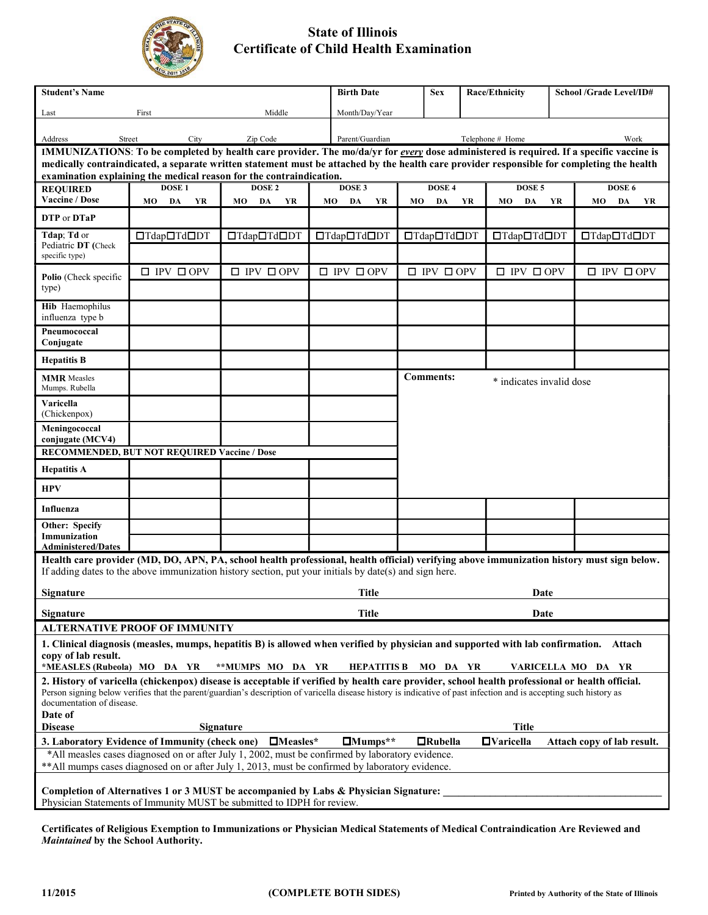# State of Illinois
# Certificate of Child Health Examination

| Student's Name | | | Birth Date | Sex | Race/Ethnicity | School /Grade Level/ID# |
|---|---|---|---|---|---|---|
| Last | First | Middle | Month/Day/Year | | | |
| Address Street | City | Zip Code | Parent/Guardian | Telephone # Home | | Work |

**IMMUNIZATIONS**: **To be completed by health care provider. The mo/da/yr for *every* dose administered is required. If a specific vaccine is medically contraindicated, a separate written statement must be attached by the health care provider responsible for completing the health examination explaining the medical reason for the contraindication.**

| REQUIRED Vaccine / Dose | DOSE 1 MO DA YR | DOSE 2 MO DA YR | DOSE 3 MO DA YR | DOSE 4 MO DA YR | DOSE 5 MO DA YR | DOSE 6 MO DA YR |
|---|---|---|---|---|---|---|
| **DTP** or **DTaP** | | | | | | |
| **Tdap**; **Td** or Pediatric **DT** (Check specific type) | ☐Tdap☐Td☐DT | ☐Tdap☐Td☐DT | ☐Tdap☐Td☐DT | ☐Tdap☐Td☐DT | ☐Tdap☐Td☐DT | ☐Tdap☐Td☐DT |
| **Polio** (Check specific type) | ☐ IPV ☐ OPV | ☐ IPV ☐ OPV | ☐ IPV ☐ OPV | ☐ IPV ☐ OPV | ☐ IPV ☐ OPV | ☐ IPV ☐ OPV |
| **Hib** Haemophilus influenza type b | | | | | | |
| **Pneumococcal Conjugate** | | | | | | |
| **Hepatitis B** | | | | | | |
| **MMR** Measles Mumps. Rubella | | | | **Comments:** * indicates invalid dose | | |
| **Varicella** (Chickenpox) | | | | | | |
| **Meningococcal conjugate (MCV4)** | | | | | | |
| **RECOMMENDED, BUT NOT REQUIRED Vaccine / Dose** | | | | | | |
| **Hepatitis A** | | | | | | |
| **HPV** | | | | | | |
| **Influenza** | | | | | | |
| **Other: Specify Immunization Administered/Dates** | | | | | | |

**Health care provider (MD, DO, APN, PA, school health professional, health official) verifying above immunization history must sign below.**
If adding dates to the above immunization history section, put your initials by date(s) and sign here.

**Signature** _______________ **Title** _______________ **Date** _______________

**Signature** _______________ **Title** _______________ **Date** _______________

## ALTERNATIVE PROOF OF IMMUNITY

**1. Clinical diagnosis (measles, mumps, hepatitis B) is allowed when verified by physician and supported with lab confirmation. Attach copy of lab result.**

**\*MEASLES (Rubeola) MO DA YR  \*\*MUMPS MO DA YR  HEPATITIS B MO DA YR  VARICELLA MO DA YR**

**2. History of varicella (chickenpox) disease is acceptable if verified by health care provider, school health professional or health official.**
Person signing below verifies that the parent/guardian's description of varicella disease history is indicative of past infection and is accepting such history as documentation of disease.

**Date of Disease** _______________ **Signature** _______________ **Title** _______________

**3. Laboratory Evidence of Immunity (check one)** ☐**Measles\*** ☐**Mumps\*\*** ☐**Rubella** ☐**Varicella** **Attach copy of lab result.**

\*All measles cases diagnosed on or after July 1, 2002, must be confirmed by laboratory evidence.
\*\*All mumps cases diagnosed on or after July 1, 2013, must be confirmed by laboratory evidence.

**Completion of Alternatives 1 or 3 MUST be accompanied by Labs & Physician Signature:** _______________________________
Physician Statements of Immunity MUST be submitted to IDPH for review.

**Certificates of Religious Exemption to Immunizations or Physician Medical Statements of Medical Contraindication Are Reviewed and *Maintained* by the School Authority.**

**11/2015** **(COMPLETE BOTH SIDES)** **Printed by Authority of the State of Illinois**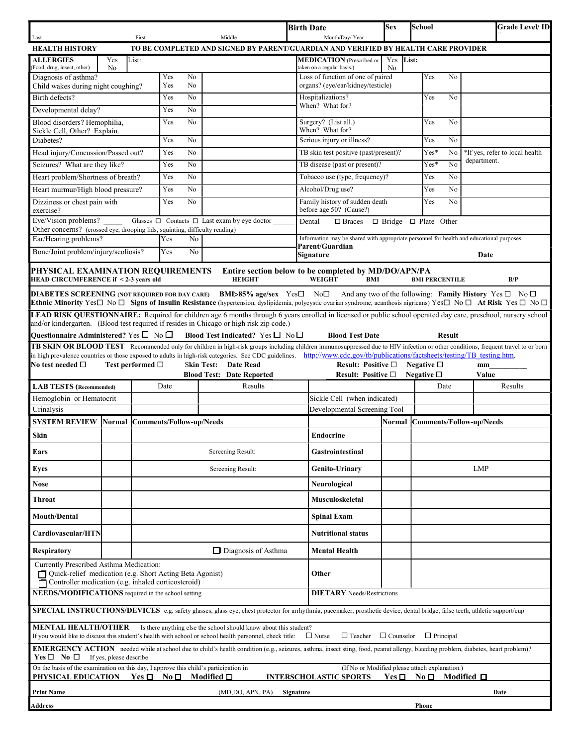| Last | First | Middle | Birth Date Month/Day/ Year | Sex | School | Grade Level/ ID |
|---|---|---|---|---|---|---|
| | | | | | | |

**HEALTH HISTORY** TO BE COMPLETED AND SIGNED BY PARENT/GUARDIAN AND VERIFIED BY HEALTH CARE PROVIDER

| | | | | | | |
|---|---|---|---|---|---|---|
| **ALLERGIES** (Food, drug, insect, other) | Yes No | List: | **MEDICATION** (Prescribed or taken on a regular basis.) | Yes No | List: | |
| Diagnosis of asthma? | Yes | No | Loss of function of one of paired organs? (eye/ear/kidney/testicle) | Yes | No | |
| Child wakes during night coughing? | Yes | No | | | | |
| Birth defects? | Yes | No | Hospitalizations? When? What for? | Yes | No | |
| Developmental delay? | Yes | No | | | | |
| Blood disorders? Hemophilia, Sickle Cell, Other? Explain. | Yes | No | Surgery? (List all.) When? What for? | Yes | No | |
| Diabetes? | Yes | No | Serious injury or illness? | Yes | No | |
| Head injury/Concussion/Passed out? | Yes | No | TB skin test positive (past/present)? | Yes* | No | *If yes, refer to local health department. |
| Seizures? What are they like? | Yes | No | TB disease (past or present)? | Yes* | No | |
| Heart problem/Shortness of breath? | Yes | No | Tobacco use (type, frequency)? | Yes | No | |
| Heart murmur/High blood pressure? | Yes | No | Alcohol/Drug use? | Yes | No | |
| Dizziness or chest pain with exercise? | Yes | No | Family history of sudden death before age 50? (Cause?) | Yes | No | |
| Eye/Vision problems? _____ Glasses ☐ Contacts ☐ Last exam by eye doctor _____ Other concerns? (crossed eye, drooping lids, squinting, difficulty reading) | | | Dental ☐ Braces ☐ Bridge ☐ Plate Other | | | |
| Ear/Hearing problems? | Yes | No | Information may be shared with appropriate personnel for health and educational purposes. | | | |
| Bone/Joint problem/injury/scoliosis? | Yes | No | **Parent/Guardian Signature** | | | **Date** |

**PHYSICAL EXAMINATION REQUIREMENTS** Entire section below to be completed by MD/DO/APN/PA

**HEAD CIRCUMFERENCE if < 2-3 years old** **HEIGHT** **WEIGHT** **BMI** **BMI PERCENTILE** **B/P**

**DIABETES SCREENING** (NOT REQUIRED FOR DAY CARE) **BMI>85% age/sex** Yes☐ No☐ And any two of the following: **Family History** Yes ☐ No ☐ **Ethnic Minority** Yes☐ No ☐ **Signs of Insulin Resistance** (hypertension, dyslipidemia, polycystic ovarian syndrome, acanthosis nigricans) Yes☐ No ☐ **At Risk** Yes ☐ No ☐

**LEAD RISK QUESTIONNAIRE:** Required for children age 6 months through 6 years enrolled in licensed or public school operated day care, preschool, nursery school and/or kindergarten. (Blood test required if resides in Chicago or high risk zip code.)

**Questionnaire Administered?** Yes ☐ No ☐ **Blood Test Indicated?** Yes ☐ No ☐ **Blood Test Date** **Result**

**TB SKIN OR BLOOD TEST** Recommended only for children in high-risk groups including children immunosuppressed due to HIV infection or other conditions, frequent travel to or born in high prevalence countries or those exposed to adults in high-risk categories. See CDC guidelines. http://www.cdc.gov/tb/publications/factsheets/testing/TB_testing.htm.

**No test needed** ☐ **Test performed** ☐ **Skin Test: Date Read** **Result: Positive** ☐ **Negative** ☐ **mm**__________
**Blood Test: Date Reported** **Result: Positive** ☐ **Negative** ☐ **Value**

| **LAB TESTS** (Recommended) | Date | Results | | Date | Results |
|---|---|---|---|---|---|
| Hemoglobin or Hematocrit | | | Sickle Cell (when indicated) | | |
| Urinalysis | | | Developmental Screening Tool | | |

| **SYSTEM REVIEW** | **Normal** | **Comments/Follow-up/Needs** | | **Normal** | **Comments/Follow-up/Needs** |
|---|---|---|---|---|---|
| **Skin** | | | **Endocrine** | | |
| **Ears** | | Screening Result: | **Gastrointestinal** | | |
| **Eyes** | | Screening Result: | **Genito-Urinary** | | LMP |
| **Nose** | | | **Neurological** | | |
| **Throat** | | | **Musculoskeletal** | | |
| **Mouth/Dental** | | | **Spinal Exam** | | |
| **Cardiovascular/HTN** | | | **Nutritional status** | | |
| **Respiratory** | | ☐ Diagnosis of Asthma | **Mental Health** | | |
| Currently Prescribed Asthma Medication: ☐ Quick-relief medication (e.g. Short Acting Beta Agonist) ☐ Controller medication (e.g. inhaled corticosteroid) | | | **Other** | | |
| **NEEDS/MODIFICATIONS** required in the school setting | | | **DIETARY** Needs/Restrictions | | |

**SPECIAL INSTRUCTIONS/DEVICES** e.g. safety glasses, glass eye, chest protector for arrhythmia, pacemaker, prosthetic device, dental bridge, false teeth, athletic support/cup

**MENTAL HEALTH/OTHER** Is there anything else the school should know about this student?
If you would like to discuss this student's health with school or school health personnel, check title: ☐ Nurse ☐ Teacher ☐ Counselor ☐ Principal

**EMERGENCY ACTION** needed while at school due to child's health condition (e.g., seizures, asthma, insect sting, food, peanut allergy, bleeding problem, diabetes, heart problem)?
**Yes** ☐ **No** ☐ If yes, please describe.

On the basis of the examination on this day, I approve this child's participation in (If No or Modified please attach explanation.)
**PHYSICAL EDUCATION** **Yes** ☐ **No** ☐ **Modified** ☐ **INTERSCHOLASTIC SPORTS** **Yes** ☐ **No** ☐ **Modified** ☐

**Print Name** (MD,DO, APN, PA) **Signature** **Date**

**Address** **Phone**